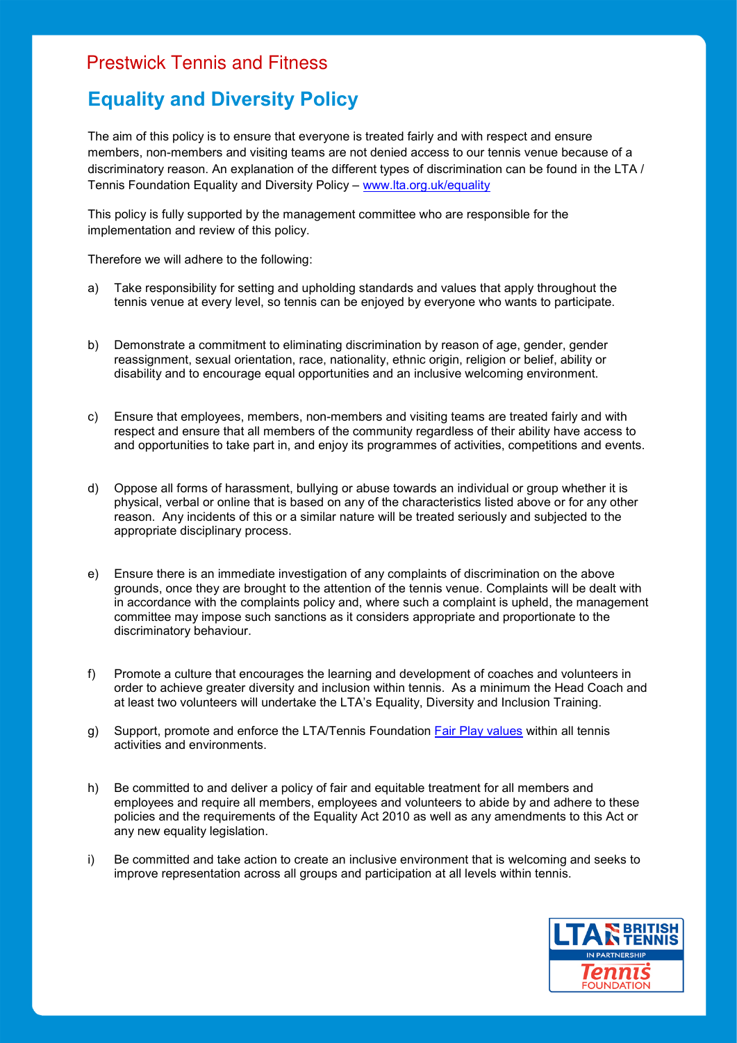Prestwick Tennis and Fitness

# Equality and Diversity Policy

The aim of this policy is to ensure that everyone is treated fairly and with respect and ensure members, non-members and visiting teams are not denied access to our tennis venue because of a discriminatory reason. An explanation of the different types of discrimination can be found in the LTA / Tennis Foundation Equality and Diversity Policy – [www.lta.org.uk/equality](www.lta.org.uk/equality)

This policy is fully supported by the management committee who are responsible for the implementation and review of this policy.

Therefore we will adhere to the following:

a) Take responsibility for setting and upholding standards and values that apply throughout the tennis venue at every level, so tennis can be enjoyed by everyone who wants to participate.

b) Demonstrate a commitment to eliminating discrimination by reason of age, gender, gender reassignment, sexual orientation, race, nationality, ethnic origin, religion or belief, ability or disability and to encourage equal opportunities and an inclusive welcoming environment.

c) Ensure that employees, members, non-members and visiting teams are treated fairly and with respect and ensure that all members of the community regardless of their ability have access to and opportunities to take part in, and enjoy its programmes of activities, competitions and events.

d) Oppose all forms of harassment, bullying or abuse towards an individual or group whether it is physical, verbal or online that is based on any of the characteristics listed above or for any other reason. Any incidents of this or a similar nature will be treated seriously and subjected to the appropriate disciplinary process.

e) Ensure there is an immediate investigation of any complaints of discrimination on the above grounds, once they are brought to the attention of the tennis venue. Complaints will be dealt with in accordance with the complaints policy and, where such a complaint is upheld, the management committee may impose such sanctions as it considers appropriate and proportionate to the discriminatory behaviour.

f) Promote a culture that encourages the learning and development of coaches and volunteers in order to achieve greater diversity and inclusion within tennis. As a minimum the Head Coach and at least two volunteers will undertake the LTA's Equality, Diversity and Inclusion Training.

g) Support, promote and enforce the LTA/Tennis Foundation Fair Play values within all tennis activities and environments.

h) Be committed to and deliver a policy of fair and equitable treatment for all members and employees and require all members, employees and volunteers to abide by and adhere to these policies and the requirements of the Equality Act 2010 as well as any amendments to this Act or any new equality legislation.

i) Be committed and take action to create an inclusive environment that is welcoming and seeks to improve representation across all groups and participation at all levels within tennis.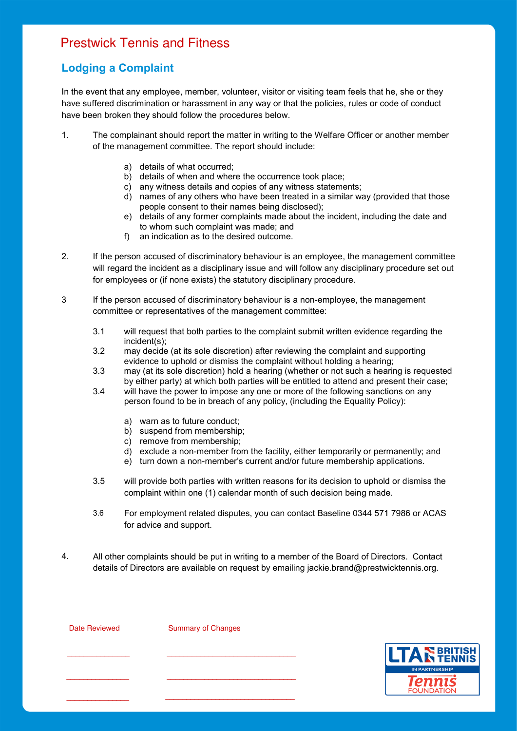# Prestwick Tennis and Fitness

## Lodging a Complaint

In the event that any employee, member, volunteer, visitor or visiting team feels that he, she or they have suffered discrimination or harassment in any way or that the policies, rules or code of conduct have been broken they should follow the procedures below.

1. The complainant should report the matter in writing to the Welfare Officer or another member of the management committee. The report should include:

   a) details of what occurred;
   b) details of when and where the occurrence took place;
   c) any witness details and copies of any witness statements;
   d) names of any others who have been treated in a similar way (provided that those people consent to their names being disclosed);
   e) details of any former complaints made about the incident, including the date and to whom such complaint was made; and
   f) an indication as to the desired outcome.

2. If the person accused of discriminatory behaviour is an employee, the management committee will regard the incident as a disciplinary issue and will follow any disciplinary procedure set out for employees or (if none exists) the statutory disciplinary procedure.

3 If the person accused of discriminatory behaviour is a non-employee, the management committee or representatives of the management committee:

   3.1 will request that both parties to the complaint submit written evidence regarding the incident(s);
   3.2 may decide (at its sole discretion) after reviewing the complaint and supporting evidence to uphold or dismiss the complaint without holding a hearing;
   3.3 may (at its sole discretion) hold a hearing (whether or not such a hearing is requested by either party) at which both parties will be entitled to attend and present their case;
   3.4 will have the power to impose any one or more of the following sanctions on any person found to be in breach of any policy, (including the Equality Policy):

      a) warn as to future conduct;
      b) suspend from membership;
      c) remove from membership;
      d) exclude a non-member from the facility, either temporarily or permanently; and
      e) turn down a non-member's current and/or future membership applications.

   3.5 will provide both parties with written reasons for its decision to uphold or dismiss the complaint within one (1) calendar month of such decision being made.

   3.6 For employment related disputes, you can contact Baseline 0344 571 7986 or ACAS for advice and support.

4. All other complaints should be put in writing to a member of the Board of Directors. Contact details of Directors are available on request by emailing jackie.brand@prestwicktennis.org.

| Date Reviewed | Summary of Changes |
|---|---|
| ______________ | ______________________________ |
| ______________ | ______________________________ |
| ______________ | ______________________________ |

LTA BRITISH TENNIS IN PARTNERSHIP Tennis FOUNDATION